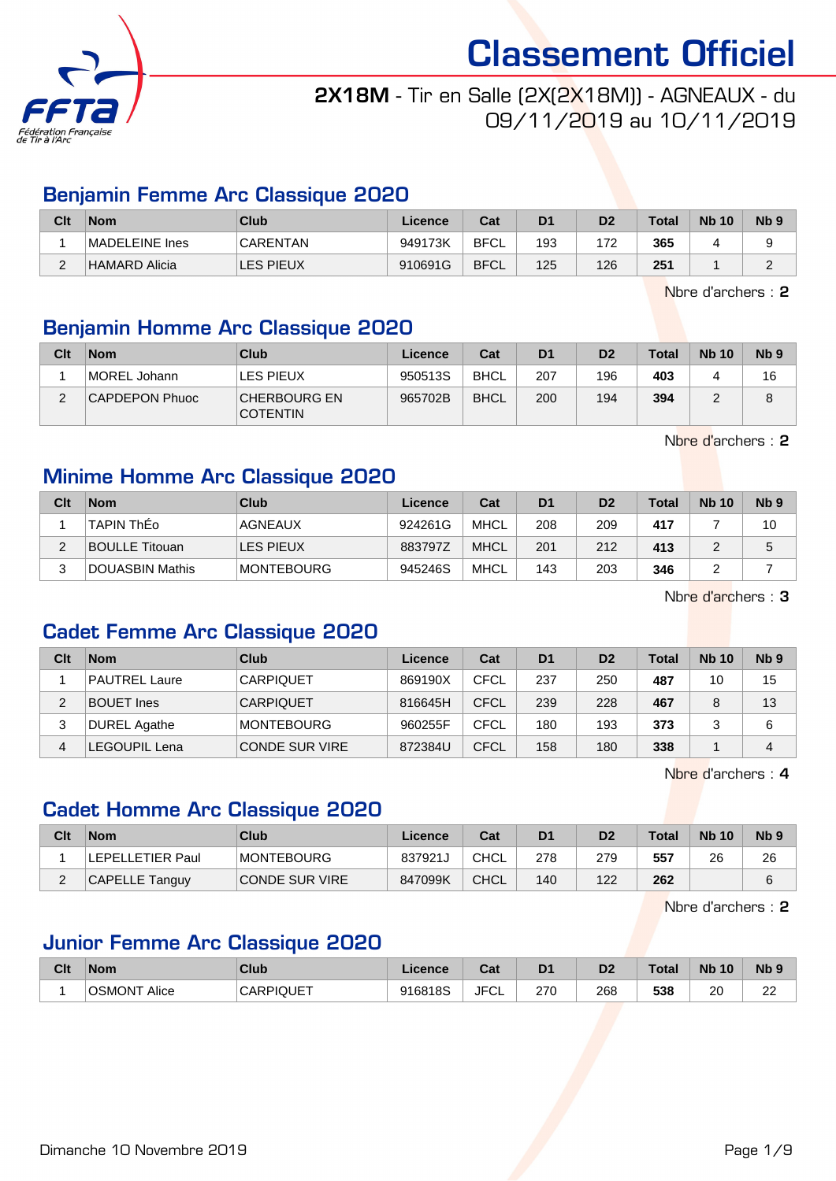# Classement Officiel

**2X18M** - Tir en Salle (2X(2X18M)) - AGNEAUX - du 09/11/2019 au 10/11/2019

## Benjamin Femme Arc Classique 2020

| Clt | Nom | Club | Licence | Cat | D1 | D2 | Total | Nb 10 | Nb 9 |
|---|---|---|---|---|---|---|---|---|---|
| 1 | MADELEINE Ines | CARENTAN | 949173K | BFCL | 193 | 172 | **365** | 4 | 9 |
| 2 | HAMARD Alicia | LES PIEUX | 910691G | BFCL | 125 | 126 | **251** | 1 | 2 |

Nbre d'archers : **2**

## Benjamin Homme Arc Classique 2020

| Clt | Nom | Club | Licence | Cat | D1 | D2 | Total | Nb 10 | Nb 9 |
|---|---|---|---|---|---|---|---|---|---|
| 1 | MOREL Johann | LES PIEUX | 950513S | BHCL | 207 | 196 | **403** | 4 | 16 |
| 2 | CAPDEPON Phuoc | CHERBOURG EN COTENTIN | 965702B | BHCL | 200 | 194 | **394** | 2 | 8 |

Nbre d'archers : **2**

## Minime Homme Arc Classique 2020

| Clt | Nom | Club | Licence | Cat | D1 | D2 | Total | Nb 10 | Nb 9 |
|---|---|---|---|---|---|---|---|---|---|
| 1 | TAPIN ThÉo | AGNEAUX | 924261G | MHCL | 208 | 209 | **417** | 7 | 10 |
| 2 | BOULLE Titouan | LES PIEUX | 883797Z | MHCL | 201 | 212 | **413** | 2 | 5 |
| 3 | DOUASBIN Mathis | MONTEBOURG | 945246S | MHCL | 143 | 203 | **346** | 2 | 7 |

Nbre d'archers : **3**

## Cadet Femme Arc Classique 2020

| Clt | Nom | Club | Licence | Cat | D1 | D2 | Total | Nb 10 | Nb 9 |
|---|---|---|---|---|---|---|---|---|---|
| 1 | PAUTREL Laure | CARPIQUET | 869190X | CFCL | 237 | 250 | **487** | 10 | 15 |
| 2 | BOUET Ines | CARPIQUET | 816645H | CFCL | 239 | 228 | **467** | 8 | 13 |
| 3 | DUREL Agathe | MONTEBOURG | 960255F | CFCL | 180 | 193 | **373** | 3 | 6 |
| 4 | LEGOUPIL Lena | CONDE SUR VIRE | 872384U | CFCL | 158 | 180 | **338** | 1 | 4 |

Nbre d'archers : **4**

## Cadet Homme Arc Classique 2020

| Clt | Nom | Club | Licence | Cat | D1 | D2 | Total | Nb 10 | Nb 9 |
|---|---|---|---|---|---|---|---|---|---|
| 1 | LEPELLETIER Paul | MONTEBOURG | 837921J | CHCL | 278 | 279 | **557** | 26 | 26 |
| 2 | CAPELLE Tanguy | CONDE SUR VIRE | 847099K | CHCL | 140 | 122 | **262** | | 6 |

Nbre d'archers : **2**

## Junior Femme Arc Classique 2020

| Clt | Nom | Club | Licence | Cat | D1 | D2 | Total | Nb 10 | Nb 9 |
|---|---|---|---|---|---|---|---|---|---|
| 1 | OSMONT Alice | CARPIQUET | 916818S | JFCL | 270 | 268 | **538** | 20 | 22 |

Dimanche 10 Novembre 2019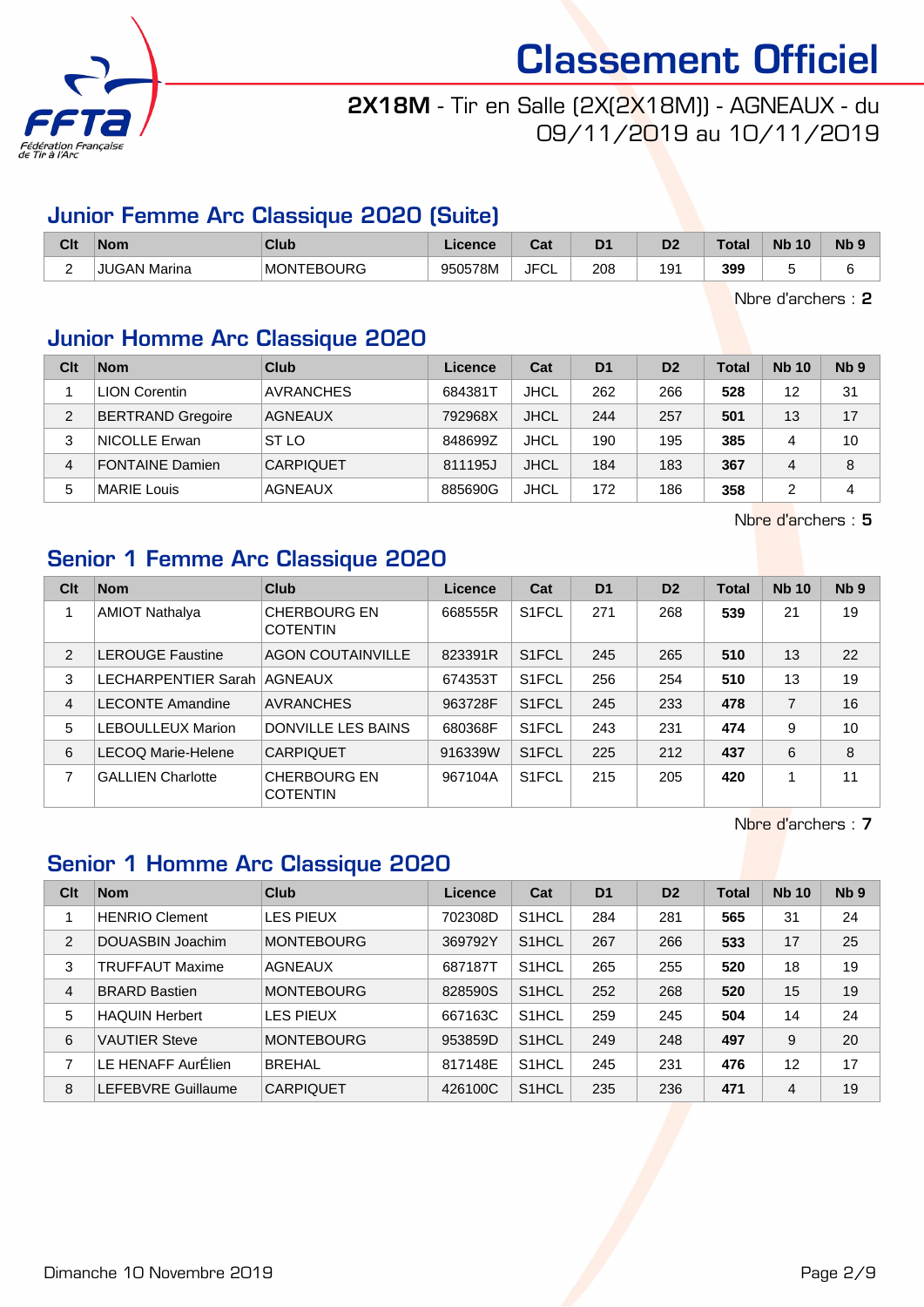# Classement Officiel

**2X18M** - Tir en Salle (2X(2X18M)) - AGNEAUX - du 09/11/2019 au 10/11/2019

## Junior Femme Arc Classique 2020 (Suite)

| Clt | Nom | Club | Licence | Cat | D1 | D2 | Total | Nb 10 | Nb 9 |
|---|---|---|---|---|---|---|---|---|---|
| 2 | JUGAN Marina | MONTEBOURG | 950578M | JFCL | 208 | 191 | **399** | 5 | 6 |

Nbre d'archers : **2**

## Junior Homme Arc Classique 2020

| Clt | Nom | Club | Licence | Cat | D1 | D2 | Total | Nb 10 | Nb 9 |
|---|---|---|---|---|---|---|---|---|---|
| 1 | LION Corentin | AVRANCHES | 684381T | JHCL | 262 | 266 | **528** | 12 | 31 |
| 2 | BERTRAND Gregoire | AGNEAUX | 792968X | JHCL | 244 | 257 | **501** | 13 | 17 |
| 3 | NICOLLE Erwan | ST LO | 848699Z | JHCL | 190 | 195 | **385** | 4 | 10 |
| 4 | FONTAINE Damien | CARPIQUET | 811195J | JHCL | 184 | 183 | **367** | 4 | 8 |
| 5 | MARIE Louis | AGNEAUX | 885690G | JHCL | 172 | 186 | **358** | 2 | 4 |

Nbre d'archers : **5**

## Senior 1 Femme Arc Classique 2020

| Clt | Nom | Club | Licence | Cat | D1 | D2 | Total | Nb 10 | Nb 9 |
|---|---|---|---|---|---|---|---|---|---|
| 1 | AMIOT Nathalya | CHERBOURG EN COTENTIN | 668555R | S1FCL | 271 | 268 | **539** | 21 | 19 |
| 2 | LEROUGE Faustine | AGON COUTAINVILLE | 823391R | S1FCL | 245 | 265 | **510** | 13 | 22 |
| 3 | LECHARPENTIER Sarah | AGNEAUX | 674353T | S1FCL | 256 | 254 | **510** | 13 | 19 |
| 4 | LECONTE Amandine | AVRANCHES | 963728F | S1FCL | 245 | 233 | **478** | 7 | 16 |
| 5 | LEBOULLEUX Marion | DONVILLE LES BAINS | 680368F | S1FCL | 243 | 231 | **474** | 9 | 10 |
| 6 | LECOQ Marie-Helene | CARPIQUET | 916339W | S1FCL | 225 | 212 | **437** | 6 | 8 |
| 7 | GALLIEN Charlotte | CHERBOURG EN COTENTIN | 967104A | S1FCL | 215 | 205 | **420** | 1 | 11 |

Nbre d'archers : **7**

## Senior 1 Homme Arc Classique 2020

| Clt | Nom | Club | Licence | Cat | D1 | D2 | Total | Nb 10 | Nb 9 |
|---|---|---|---|---|---|---|---|---|---|
| 1 | HENRIO Clement | LES PIEUX | 702308D | S1HCL | 284 | 281 | **565** | 31 | 24 |
| 2 | DOUASBIN Joachim | MONTEBOURG | 369792Y | S1HCL | 267 | 266 | **533** | 17 | 25 |
| 3 | TRUFFAUT Maxime | AGNEAUX | 687187T | S1HCL | 265 | 255 | **520** | 18 | 19 |
| 4 | BRARD Bastien | MONTEBOURG | 828590S | S1HCL | 252 | 268 | **520** | 15 | 19 |
| 5 | HAQUIN Herbert | LES PIEUX | 667163C | S1HCL | 259 | 245 | **504** | 14 | 24 |
| 6 | VAUTIER Steve | MONTEBOURG | 953859D | S1HCL | 249 | 248 | **497** | 9 | 20 |
| 7 | LE HENAFF AurÉlien | BREHAL | 817148E | S1HCL | 245 | 231 | **476** | 12 | 17 |
| 8 | LEFEBVRE Guillaume | CARPIQUET | 426100C | S1HCL | 235 | 236 | **471** | 4 | 19 |

Dimanche 10 Novembre 2019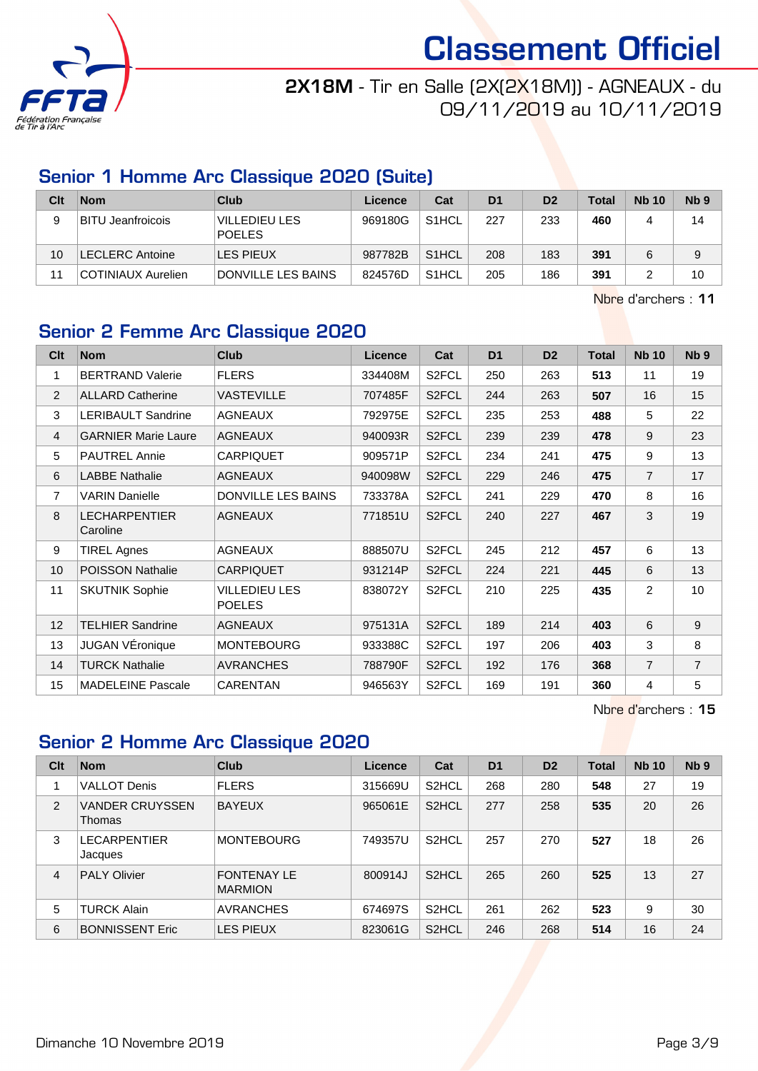# Classement Officiel

**2X18M** - Tir en Salle (2X(2X18M)) - AGNEAUX - du 09/11/2019 au 10/11/2019

## Senior 1 Homme Arc Classique 2020 (Suite)

| Clt | Nom | Club | Licence | Cat | D1 | D2 | Total | Nb 10 | Nb 9 |
|---|---|---|---|---|---|---|---|---|---|
| 9 | BITU Jeanfroicois | VILLEDIEU LES POELES | 969180G | S1HCL | 227 | 233 | **460** | 4 | 14 |
| 10 | LECLERC Antoine | LES PIEUX | 987782B | S1HCL | 208 | 183 | **391** | 6 | 9 |
| 11 | COTINIAUX Aurelien | DONVILLE LES BAINS | 824576D | S1HCL | 205 | 186 | **391** | 2 | 10 |

Nbre d'archers : **11**

## Senior 2 Femme Arc Classique 2020

| Clt | Nom | Club | Licence | Cat | D1 | D2 | Total | Nb 10 | Nb 9 |
|---|---|---|---|---|---|---|---|---|---|
| 1 | BERTRAND Valerie | FLERS | 334408M | S2FCL | 250 | 263 | **513** | 11 | 19 |
| 2 | ALLARD Catherine | VASTEVILLE | 707485F | S2FCL | 244 | 263 | **507** | 16 | 15 |
| 3 | LERIBAULT Sandrine | AGNEAUX | 792975E | S2FCL | 235 | 253 | **488** | 5 | 22 |
| 4 | GARNIER Marie Laure | AGNEAUX | 940093R | S2FCL | 239 | 239 | **478** | 9 | 23 |
| 5 | PAUTREL Annie | CARPIQUET | 909571P | S2FCL | 234 | 241 | **475** | 9 | 13 |
| 6 | LABBE Nathalie | AGNEAUX | 940098W | S2FCL | 229 | 246 | **475** | 7 | 17 |
| 7 | VARIN Danielle | DONVILLE LES BAINS | 733378A | S2FCL | 241 | 229 | **470** | 8 | 16 |
| 8 | LECHARPENTIER Caroline | AGNEAUX | 771851U | S2FCL | 240 | 227 | **467** | 3 | 19 |
| 9 | TIREL Agnes | AGNEAUX | 888507U | S2FCL | 245 | 212 | **457** | 6 | 13 |
| 10 | POISSON Nathalie | CARPIQUET | 931214P | S2FCL | 224 | 221 | **445** | 6 | 13 |
| 11 | SKUTNIK Sophie | VILLEDIEU LES POELES | 838072Y | S2FCL | 210 | 225 | **435** | 2 | 10 |
| 12 | TELHIER Sandrine | AGNEAUX | 975131A | S2FCL | 189 | 214 | **403** | 6 | 9 |
| 13 | JUGAN VÉronique | MONTEBOURG | 933388C | S2FCL | 197 | 206 | **403** | 3 | 8 |
| 14 | TURCK Nathalie | AVRANCHES | 788790F | S2FCL | 192 | 176 | **368** | 7 | 7 |
| 15 | MADELEINE Pascale | CARENTAN | 946563Y | S2FCL | 169 | 191 | **360** | 4 | 5 |

Nbre d'archers : **15**

## Senior 2 Homme Arc Classique 2020

| Clt | Nom | Club | Licence | Cat | D1 | D2 | Total | Nb 10 | Nb 9 |
|---|---|---|---|---|---|---|---|---|---|
| 1 | VALLOT Denis | FLERS | 315669U | S2HCL | 268 | 280 | **548** | 27 | 19 |
| 2 | VANDER CRUYSSEN Thomas | BAYEUX | 965061E | S2HCL | 277 | 258 | **535** | 20 | 26 |
| 3 | LECARPENTIER Jacques | MONTEBOURG | 749357U | S2HCL | 257 | 270 | **527** | 18 | 26 |
| 4 | PALY Olivier | FONTENAY LE MARMION | 800914J | S2HCL | 265 | 260 | **525** | 13 | 27 |
| 5 | TURCK Alain | AVRANCHES | 674697S | S2HCL | 261 | 262 | **523** | 9 | 30 |
| 6 | BONNISSENT Eric | LES PIEUX | 823061G | S2HCL | 246 | 268 | **514** | 16 | 24 |

Dimanche 10 Novembre 2019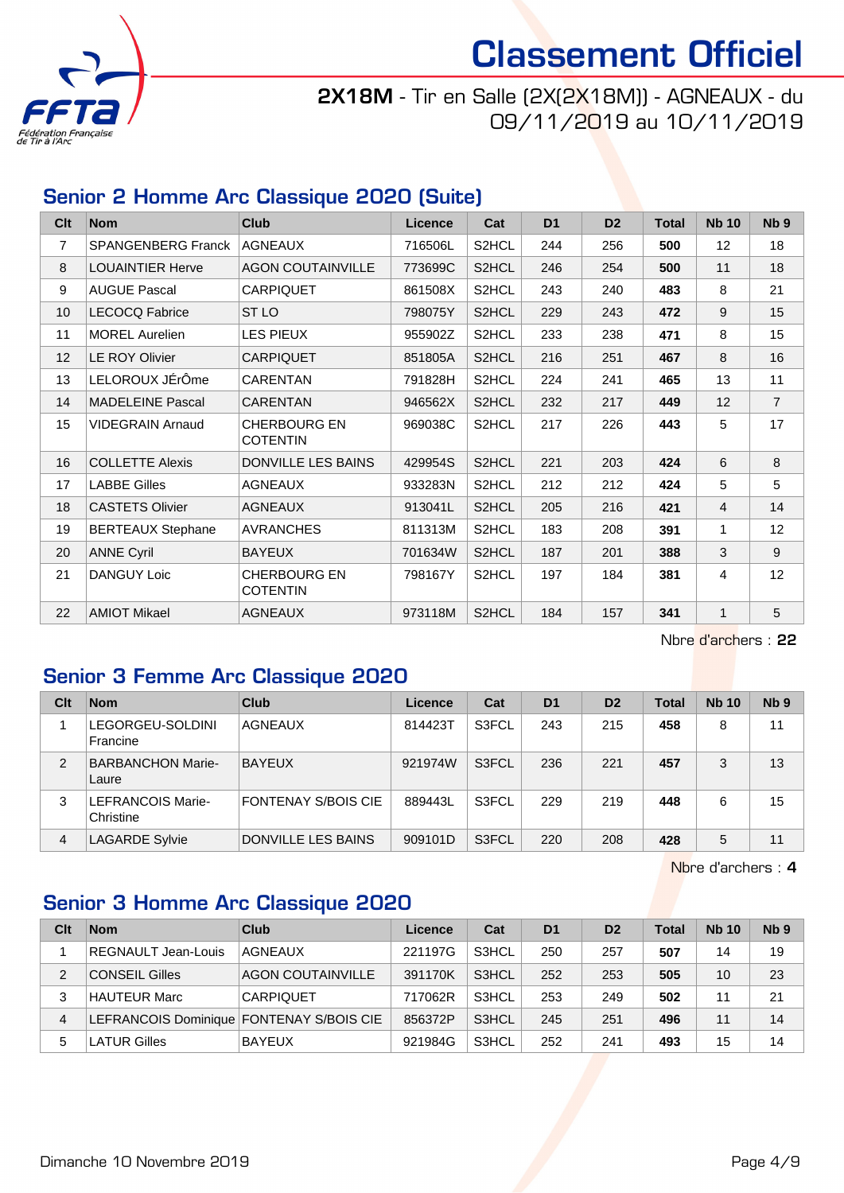# Classement Officiel

**2X18M** - Tir en Salle (2X(2X18M)) - AGNEAUX - du 09/11/2019 au 10/11/2019

## Senior 2 Homme Arc Classique 2020 (Suite)

| Clt | Nom | Club | Licence | Cat | D1 | D2 | Total | Nb 10 | Nb 9 |
|---|---|---|---|---|---|---|---|---|---|
| 7 | SPANGENBERG Franck | AGNEAUX | 716506L | S2HCL | 244 | 256 | **500** | 12 | 18 |
| 8 | LOUAINTIER Herve | AGON COUTAINVILLE | 773699C | S2HCL | 246 | 254 | **500** | 11 | 18 |
| 9 | AUGUE Pascal | CARPIQUET | 861508X | S2HCL | 243 | 240 | **483** | 8 | 21 |
| 10 | LECOCQ Fabrice | ST LO | 798075Y | S2HCL | 229 | 243 | **472** | 9 | 15 |
| 11 | MOREL Aurelien | LES PIEUX | 955902Z | S2HCL | 233 | 238 | **471** | 8 | 15 |
| 12 | LE ROY Olivier | CARPIQUET | 851805A | S2HCL | 216 | 251 | **467** | 8 | 16 |
| 13 | LELOROUX JÉrÔme | CARENTAN | 791828H | S2HCL | 224 | 241 | **465** | 13 | 11 |
| 14 | MADELEINE Pascal | CARENTAN | 946562X | S2HCL | 232 | 217 | **449** | 12 | 7 |
| 15 | VIDEGRAIN Arnaud | CHERBOURG EN COTENTIN | 969038C | S2HCL | 217 | 226 | **443** | 5 | 17 |
| 16 | COLLETTE Alexis | DONVILLE LES BAINS | 429954S | S2HCL | 221 | 203 | **424** | 6 | 8 |
| 17 | LABBE Gilles | AGNEAUX | 933283N | S2HCL | 212 | 212 | **424** | 5 | 5 |
| 18 | CASTETS Olivier | AGNEAUX | 913041L | S2HCL | 205 | 216 | **421** | 4 | 14 |
| 19 | BERTEAUX Stephane | AVRANCHES | 811313M | S2HCL | 183 | 208 | **391** | 1 | 12 |
| 20 | ANNE Cyril | BAYEUX | 701634W | S2HCL | 187 | 201 | **388** | 3 | 9 |
| 21 | DANGUY Loic | CHERBOURG EN COTENTIN | 798167Y | S2HCL | 197 | 184 | **381** | 4 | 12 |
| 22 | AMIOT Mikael | AGNEAUX | 973118M | S2HCL | 184 | 157 | **341** | 1 | 5 |

Nbre d'archers : **22**

## Senior 3 Femme Arc Classique 2020

| Clt | Nom | Club | Licence | Cat | D1 | D2 | Total | Nb 10 | Nb 9 |
|---|---|---|---|---|---|---|---|---|---|
| 1 | LEGORGEU-SOLDINI Francine | AGNEAUX | 814423T | S3FCL | 243 | 215 | **458** | 8 | 11 |
| 2 | BARBANCHON Marie-Laure | BAYEUX | 921974W | S3FCL | 236 | 221 | **457** | 3 | 13 |
| 3 | LEFRANCOIS Marie-Christine | FONTENAY S/BOIS CIE | 889443L | S3FCL | 229 | 219 | **448** | 6 | 15 |
| 4 | LAGARDE Sylvie | DONVILLE LES BAINS | 909101D | S3FCL | 220 | 208 | **428** | 5 | 11 |

Nbre d'archers : **4**

## Senior 3 Homme Arc Classique 2020

| Clt | Nom | Club | Licence | Cat | D1 | D2 | Total | Nb 10 | Nb 9 |
|---|---|---|---|---|---|---|---|---|---|
| 1 | REGNAULT Jean-Louis | AGNEAUX | 221197G | S3HCL | 250 | 257 | **507** | 14 | 19 |
| 2 | CONSEIL Gilles | AGON COUTAINVILLE | 391170K | S3HCL | 252 | 253 | **505** | 10 | 23 |
| 3 | HAUTEUR Marc | CARPIQUET | 717062R | S3HCL | 253 | 249 | **502** | 11 | 21 |
| 4 | LEFRANCOIS Dominique | FONTENAY S/BOIS CIE | 856372P | S3HCL | 245 | 251 | **496** | 11 | 14 |
| 5 | LATUR Gilles | BAYEUX | 921984G | S3HCL | 252 | 241 | **493** | 15 | 14 |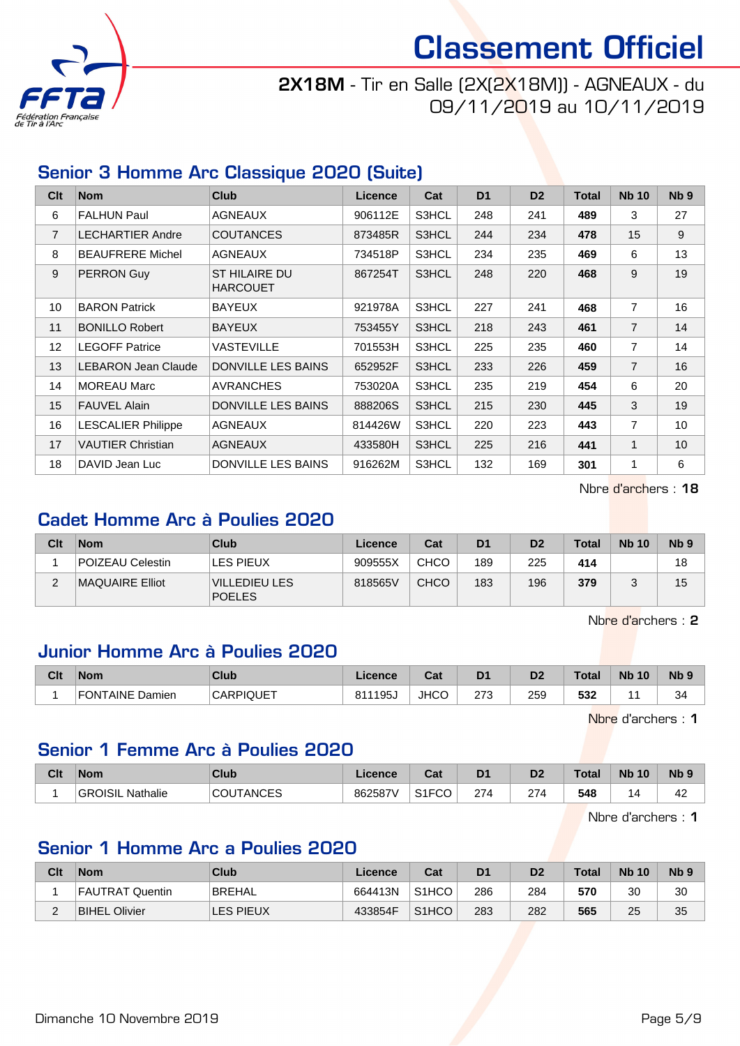# Classement Officiel

**2X18M** - Tir en Salle (2X(2X18M)) - AGNEAUX - du 09/11/2019 au 10/11/2019

## Senior 3 Homme Arc Classique 2020 (Suite)

| Clt | Nom | Club | Licence | Cat | D1 | D2 | Total | Nb 10 | Nb 9 |
|---|---|---|---|---|---|---|---|---|---|
| 6 | FALHUN Paul | AGNEAUX | 906112E | S3HCL | 248 | 241 | **489** | 3 | 27 |
| 7 | LECHARTIER Andre | COUTANCES | 873485R | S3HCL | 244 | 234 | **478** | 15 | 9 |
| 8 | BEAUFRERE Michel | AGNEAUX | 734518P | S3HCL | 234 | 235 | **469** | 6 | 13 |
| 9 | PERRON Guy | ST HILAIRE DU HARCOUET | 867254T | S3HCL | 248 | 220 | **468** | 9 | 19 |
| 10 | BARON Patrick | BAYEUX | 921978A | S3HCL | 227 | 241 | **468** | 7 | 16 |
| 11 | BONILLO Robert | BAYEUX | 753455Y | S3HCL | 218 | 243 | **461** | 7 | 14 |
| 12 | LEGOFF Patrice | VASTEVILLE | 701553H | S3HCL | 225 | 235 | **460** | 7 | 14 |
| 13 | LEBARON Jean Claude | DONVILLE LES BAINS | 652952F | S3HCL | 233 | 226 | **459** | 7 | 16 |
| 14 | MOREAU Marc | AVRANCHES | 753020A | S3HCL | 235 | 219 | **454** | 6 | 20 |
| 15 | FAUVEL Alain | DONVILLE LES BAINS | 888206S | S3HCL | 215 | 230 | **445** | 3 | 19 |
| 16 | LESCALIER Philippe | AGNEAUX | 814426W | S3HCL | 220 | 223 | **443** | 7 | 10 |
| 17 | VAUTIER Christian | AGNEAUX | 433580H | S3HCL | 225 | 216 | **441** | 1 | 10 |
| 18 | DAVID Jean Luc | DONVILLE LES BAINS | 916262M | S3HCL | 132 | 169 | **301** | 1 | 6 |

Nbre d'archers : **18**

## Cadet Homme Arc à Poulies 2020

| Clt | Nom | Club | Licence | Cat | D1 | D2 | Total | Nb 10 | Nb 9 |
|---|---|---|---|---|---|---|---|---|---|
| 1 | POIZEAU Celestin | LES PIEUX | 909555X | CHCO | 189 | 225 | **414** | | 18 |
| 2 | MAQUAIRE Elliot | VILLEDIEU LES POELES | 818565V | CHCO | 183 | 196 | **379** | 3 | 15 |

Nbre d'archers : **2**

## Junior Homme Arc à Poulies 2020

| Clt | Nom | Club | Licence | Cat | D1 | D2 | Total | Nb 10 | Nb 9 |
|---|---|---|---|---|---|---|---|---|---|
| 1 | FONTAINE Damien | CARPIQUET | 811195J | JHCO | 273 | 259 | **532** | 11 | 34 |

Nbre d'archers : **1**

## Senior 1 Femme Arc à Poulies 2020

| Clt | Nom | Club | Licence | Cat | D1 | D2 | Total | Nb 10 | Nb 9 |
|---|---|---|---|---|---|---|---|---|---|
| 1 | GROISIL Nathalie | COUTANCES | 862587V | S1FCO | 274 | 274 | **548** | 14 | 42 |

Nbre d'archers : **1**

## Senior 1 Homme Arc a Poulies 2020

| Clt | Nom | Club | Licence | Cat | D1 | D2 | Total | Nb 10 | Nb 9 |
|---|---|---|---|---|---|---|---|---|---|
| 1 | FAUTRAT Quentin | BREHAL | 664413N | S1HCO | 286 | 284 | **570** | 30 | 30 |
| 2 | BIHEL Olivier | LES PIEUX | 433854F | S1HCO | 283 | 282 | **565** | 25 | 35 |

Dimanche 10 Novembre 2019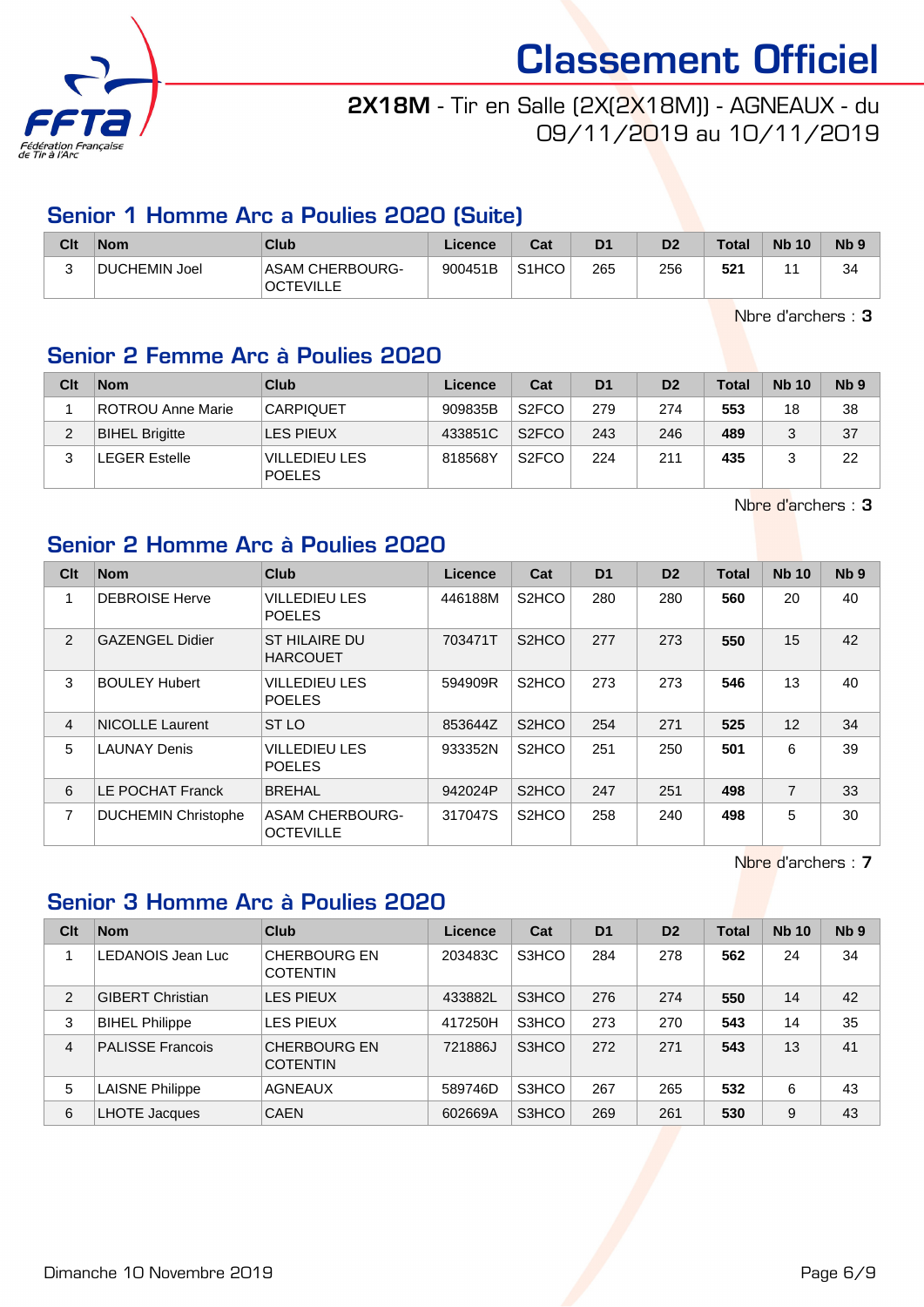# Classement Officiel

**2X18M** - Tir en Salle (2X(2X18M)) - AGNEAUX - du 09/11/2019 au 10/11/2019

## Senior 1 Homme Arc a Poulies 2020 (Suite)

| Clt | Nom | Club | Licence | Cat | D1 | D2 | Total | Nb 10 | Nb 9 |
|---|---|---|---|---|---|---|---|---|---|
| 3 | DUCHEMIN Joel | ASAM CHERBOURG-OCTEVILLE | 900451B | S1HCO | 265 | 256 | **521** | 11 | 34 |

Nbre d'archers : **3**

## Senior 2 Femme Arc à Poulies 2020

| Clt | Nom | Club | Licence | Cat | D1 | D2 | Total | Nb 10 | Nb 9 |
|---|---|---|---|---|---|---|---|---|---|
| 1 | ROTROU Anne Marie | CARPIQUET | 909835B | S2FCO | 279 | 274 | **553** | 18 | 38 |
| 2 | BIHEL Brigitte | LES PIEUX | 433851C | S2FCO | 243 | 246 | **489** | 3 | 37 |
| 3 | LEGER Estelle | VILLEDIEU LES POELES | 818568Y | S2FCO | 224 | 211 | **435** | 3 | 22 |

Nbre d'archers : **3**

## Senior 2 Homme Arc à Poulies 2020

| Clt | Nom | Club | Licence | Cat | D1 | D2 | Total | Nb 10 | Nb 9 |
|---|---|---|---|---|---|---|---|---|---|
| 1 | DEBROISE Herve | VILLEDIEU LES POELES | 446188M | S2HCO | 280 | 280 | **560** | 20 | 40 |
| 2 | GAZENGEL Didier | ST HILAIRE DU HARCOUET | 703471T | S2HCO | 277 | 273 | **550** | 15 | 42 |
| 3 | BOULEY Hubert | VILLEDIEU LES POELES | 594909R | S2HCO | 273 | 273 | **546** | 13 | 40 |
| 4 | NICOLLE Laurent | ST LO | 853644Z | S2HCO | 254 | 271 | **525** | 12 | 34 |
| 5 | LAUNAY Denis | VILLEDIEU LES POELES | 933352N | S2HCO | 251 | 250 | **501** | 6 | 39 |
| 6 | LE POCHAT Franck | BREHAL | 942024P | S2HCO | 247 | 251 | **498** | 7 | 33 |
| 7 | DUCHEMIN Christophe | ASAM CHERBOURG-OCTEVILLE | 317047S | S2HCO | 258 | 240 | **498** | 5 | 30 |

Nbre d'archers : **7**

## Senior 3 Homme Arc à Poulies 2020

| Clt | Nom | Club | Licence | Cat | D1 | D2 | Total | Nb 10 | Nb 9 |
|---|---|---|---|---|---|---|---|---|---|
| 1 | LEDANOIS Jean Luc | CHERBOURG EN COTENTIN | 203483C | S3HCO | 284 | 278 | **562** | 24 | 34 |
| 2 | GIBERT Christian | LES PIEUX | 433882L | S3HCO | 276 | 274 | **550** | 14 | 42 |
| 3 | BIHEL Philippe | LES PIEUX | 417250H | S3HCO | 273 | 270 | **543** | 14 | 35 |
| 4 | PALISSE Francois | CHERBOURG EN COTENTIN | 721886J | S3HCO | 272 | 271 | **543** | 13 | 41 |
| 5 | LAISNE Philippe | AGNEAUX | 589746D | S3HCO | 267 | 265 | **532** | 6 | 43 |
| 6 | LHOTE Jacques | CAEN | 602669A | S3HCO | 269 | 261 | **530** | 9 | 43 |

Dimanche 10 Novembre 2019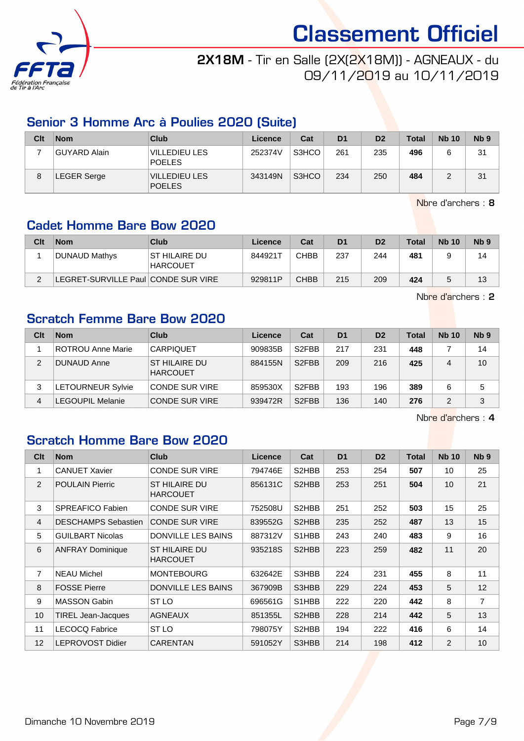# Classement Officiel

**2X18M** - Tir en Salle (2X(2X18M)) - AGNEAUX - du 09/11/2019 au 10/11/2019

## Senior 3 Homme Arc à Poulies 2020 (Suite)

| Clt | Nom | Club | Licence | Cat | D1 | D2 | Total | Nb 10 | Nb 9 |
|---|---|---|---|---|---|---|---|---|---|
| 7 | GUYARD Alain | VILLEDIEU LES POELES | 252374V | S3HCO | 261 | 235 | **496** | 6 | 31 |
| 8 | LEGER Serge | VILLEDIEU LES POELES | 343149N | S3HCO | 234 | 250 | **484** | 2 | 31 |

Nbre d'archers : **8**

## Cadet Homme Bare Bow 2020

| Clt | Nom | Club | Licence | Cat | D1 | D2 | Total | Nb 10 | Nb 9 |
|---|---|---|---|---|---|---|---|---|---|
| 1 | DUNAUD Mathys | ST HILAIRE DU HARCOUET | 844921T | CHBB | 237 | 244 | **481** | 9 | 14 |
| 2 | LEGRET-SURVILLE Paul | CONDE SUR VIRE | 929811P | CHBB | 215 | 209 | **424** | 5 | 13 |

Nbre d'archers : **2**

## Scratch Femme Bare Bow 2020

| Clt | Nom | Club | Licence | Cat | D1 | D2 | Total | Nb 10 | Nb 9 |
|---|---|---|---|---|---|---|---|---|---|
| 1 | ROTROU Anne Marie | CARPIQUET | 909835B | S2FBB | 217 | 231 | **448** | 7 | 14 |
| 2 | DUNAUD Anne | ST HILAIRE DU HARCOUET | 884155N | S2FBB | 209 | 216 | **425** | 4 | 10 |
| 3 | LETOURNEUR Sylvie | CONDE SUR VIRE | 859530X | S2FBB | 193 | 196 | **389** | 6 | 5 |
| 4 | LEGOUPIL Melanie | CONDE SUR VIRE | 939472R | S2FBB | 136 | 140 | **276** | 2 | 3 |

Nbre d'archers : **4**

## Scratch Homme Bare Bow 2020

| Clt | Nom | Club | Licence | Cat | D1 | D2 | Total | Nb 10 | Nb 9 |
|---|---|---|---|---|---|---|---|---|---|
| 1 | CANUET Xavier | CONDE SUR VIRE | 794746E | S2HBB | 253 | 254 | **507** | 10 | 25 |
| 2 | POULAIN Pierric | ST HILAIRE DU HARCOUET | 856131C | S2HBB | 253 | 251 | **504** | 10 | 21 |
| 3 | SPREAFICO Fabien | CONDE SUR VIRE | 752508U | S2HBB | 251 | 252 | **503** | 15 | 25 |
| 4 | DESCHAMPS Sebastien | CONDE SUR VIRE | 839552G | S2HBB | 235 | 252 | **487** | 13 | 15 |
| 5 | GUILBART Nicolas | DONVILLE LES BAINS | 887312V | S1HBB | 243 | 240 | **483** | 9 | 16 |
| 6 | ANFRAY Dominique | ST HILAIRE DU HARCOUET | 935218S | S2HBB | 223 | 259 | **482** | 11 | 20 |
| 7 | NEAU Michel | MONTEBOURG | 632642E | S3HBB | 224 | 231 | **455** | 8 | 11 |
| 8 | FOSSE Pierre | DONVILLE LES BAINS | 367909B | S3HBB | 229 | 224 | **453** | 5 | 12 |
| 9 | MASSON Gabin | ST LO | 696561G | S1HBB | 222 | 220 | **442** | 8 | 7 |
| 10 | TIREL Jean-Jacques | AGNEAUX | 851355L | S2HBB | 228 | 214 | **442** | 5 | 13 |
| 11 | LECOCQ Fabrice | ST LO | 798075Y | S2HBB | 194 | 222 | **416** | 6 | 14 |
| 12 | LEPROVOST Didier | CARENTAN | 591052Y | S3HBB | 214 | 198 | **412** | 2 | 10 |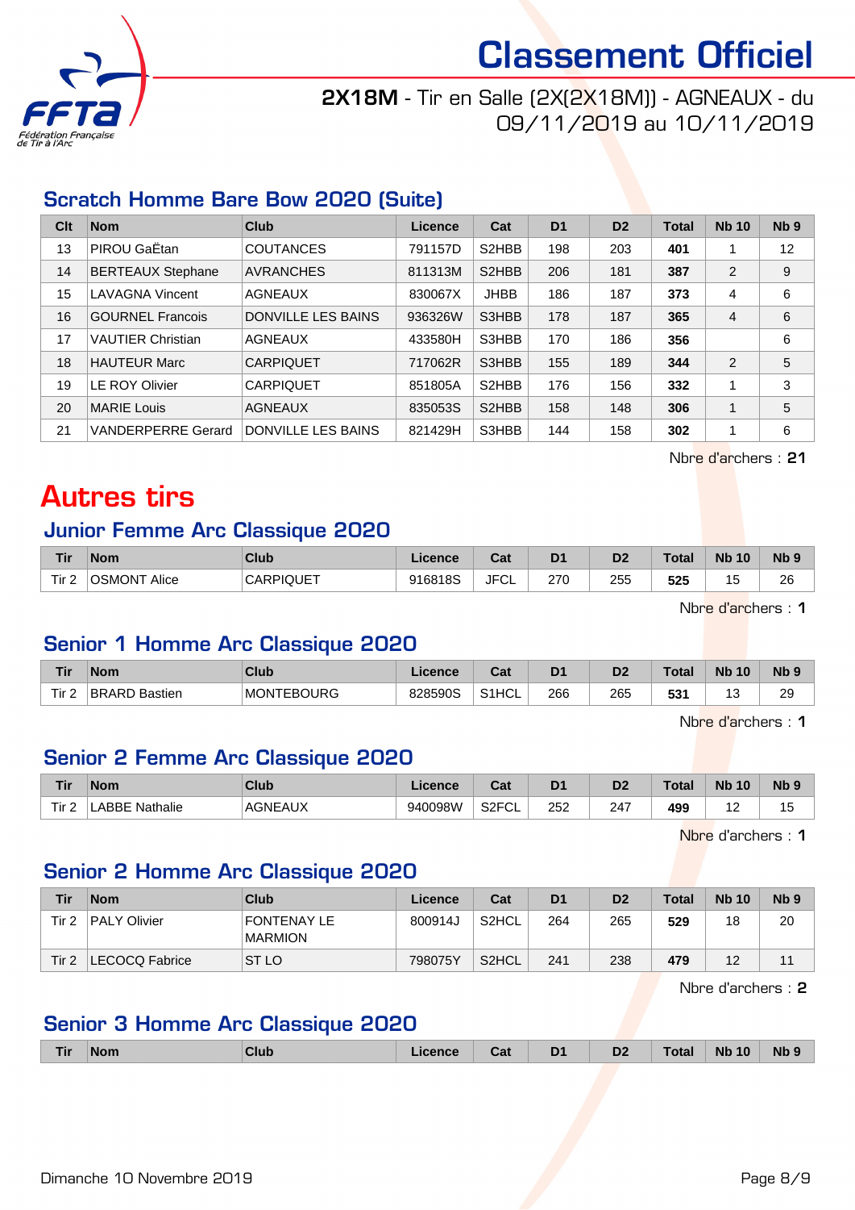# Classement Officiel

**2X18M** - Tir en Salle (2X(2X18M)) - AGNEAUX - du 09/11/2019 au 10/11/2019

## Scratch Homme Bare Bow 2020 (Suite)

| Clt | Nom | Club | Licence | Cat | D1 | D2 | Total | Nb 10 | Nb 9 |
|---|---|---|---|---|---|---|---|---|---|
| 13 | PIROU GaËtan | COUTANCES | 791157D | S2HBB | 198 | 203 | **401** | 1 | 12 |
| 14 | BERTEAUX Stephane | AVRANCHES | 811313M | S2HBB | 206 | 181 | **387** | 2 | 9 |
| 15 | LAVAGNA Vincent | AGNEAUX | 830067X | JHBB | 186 | 187 | **373** | 4 | 6 |
| 16 | GOURNEL Francois | DONVILLE LES BAINS | 936326W | S3HBB | 178 | 187 | **365** | 4 | 6 |
| 17 | VAUTIER Christian | AGNEAUX | 433580H | S3HBB | 170 | 186 | **356** | | 6 |
| 18 | HAUTEUR Marc | CARPIQUET | 717062R | S3HBB | 155 | 189 | **344** | 2 | 5 |
| 19 | LE ROY Olivier | CARPIQUET | 851805A | S2HBB | 176 | 156 | **332** | 1 | 3 |
| 20 | MARIE Louis | AGNEAUX | 835053S | S2HBB | 158 | 148 | **306** | 1 | 5 |
| 21 | VANDERPERRE Gerard | DONVILLE LES BAINS | 821429H | S3HBB | 144 | 158 | **302** | 1 | 6 |

Nbre d'archers : **21**

# Autres tirs

## Junior Femme Arc Classique 2020

| Tir | Nom | Club | Licence | Cat | D1 | D2 | Total | Nb 10 | Nb 9 |
|---|---|---|---|---|---|---|---|---|---|
| Tir 2 | OSMONT Alice | CARPIQUET | 916818S | JFCL | 270 | 255 | **525** | 15 | 26 |

Nbre d'archers : **1**

## Senior 1 Homme Arc Classique 2020

| Tir | Nom | Club | Licence | Cat | D1 | D2 | Total | Nb 10 | Nb 9 |
|---|---|---|---|---|---|---|---|---|---|
| Tir 2 | BRARD Bastien | MONTEBOURG | 828590S | S1HCL | 266 | 265 | **531** | 13 | 29 |

Nbre d'archers : **1**

## Senior 2 Femme Arc Classique 2020

| Tir | Nom | Club | Licence | Cat | D1 | D2 | Total | Nb 10 | Nb 9 |
|---|---|---|---|---|---|---|---|---|---|
| Tir 2 | LABBE Nathalie | AGNEAUX | 940098W | S2FCL | 252 | 247 | **499** | 12 | 15 |

Nbre d'archers : **1**

## Senior 2 Homme Arc Classique 2020

| Tir | Nom | Club | Licence | Cat | D1 | D2 | Total | Nb 10 | Nb 9 |
|---|---|---|---|---|---|---|---|---|---|
| Tir 2 | PALY Olivier | FONTENAY LE MARMION | 800914J | S2HCL | 264 | 265 | **529** | 18 | 20 |
| Tir 2 | LECOCQ Fabrice | ST LO | 798075Y | S2HCL | 241 | 238 | **479** | 12 | 11 |

Nbre d'archers : **2**

## Senior 3 Homme Arc Classique 2020

| Tir | Nom | Club | Licence | Cat | D1 | D2 | Total | Nb 10 | Nb 9 |
|---|---|---|---|---|---|---|---|---|---|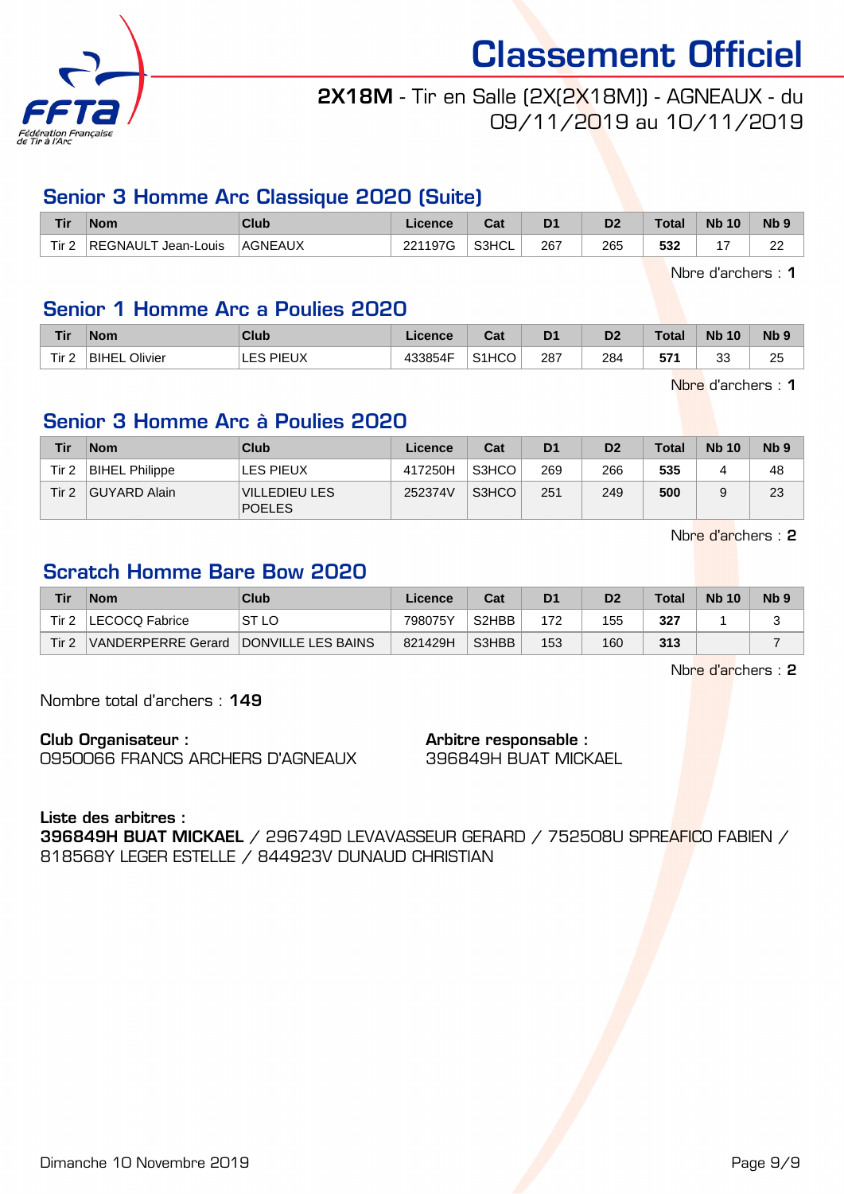# Classement Officiel

**2X18M** - Tir en Salle (2X(2X18M)) - AGNEAUX - du 09/11/2019 au 10/11/2019

## Senior 3 Homme Arc Classique 2020 (Suite)

| Tir | Nom | Club | Licence | Cat | D1 | D2 | Total | Nb 10 | Nb 9 |
|---|---|---|---|---|---|---|---|---|---|
| Tir 2 | REGNAULT Jean-Louis | AGNEAUX | 221197G | S3HCL | 267 | 265 | **532** | 17 | 22 |

Nbre d'archers : **1**

## Senior 1 Homme Arc a Poulies 2020

| Tir | Nom | Club | Licence | Cat | D1 | D2 | Total | Nb 10 | Nb 9 |
|---|---|---|---|---|---|---|---|---|---|
| Tir 2 | BIHEL Olivier | LES PIEUX | 433854F | S1HCO | 287 | 284 | **571** | 33 | 25 |

Nbre d'archers : **1**

## Senior 3 Homme Arc à Poulies 2020

| Tir | Nom | Club | Licence | Cat | D1 | D2 | Total | Nb 10 | Nb 9 |
|---|---|---|---|---|---|---|---|---|---|
| Tir 2 | BIHEL Philippe | LES PIEUX | 417250H | S3HCO | 269 | 266 | **535** | 4 | 48 |
| Tir 2 | GUYARD Alain | VILLEDIEU LES POELES | 252374V | S3HCO | 251 | 249 | **500** | 9 | 23 |

Nbre d'archers : **2**

## Scratch Homme Bare Bow 2020

| Tir | Nom | Club | Licence | Cat | D1 | D2 | Total | Nb 10 | Nb 9 |
|---|---|---|---|---|---|---|---|---|---|
| Tir 2 | LECOCQ Fabrice | ST LO | 798075Y | S2HBB | 172 | 155 | **327** | 1 | 3 |
| Tir 2 | VANDERPERRE Gerard | DONVILLE LES BAINS | 821429H | S3HBB | 153 | 160 | **313** | | 7 |

Nbre d'archers : **2**

Nombre total d'archers : **149**

**Club Organisateur :**
0950066 FRANCS ARCHERS D'AGNEAUX

**Arbitre responsable :**
396849H BUAT MICKAEL

**Liste des arbitres :**
**396849H BUAT MICKAEL** / 296749D LEVAVASSEUR GERARD / 752508U SPREAFICO FABIEN / 818568Y LEGER ESTELLE / 844923V DUNAUD CHRISTIAN

Dimanche 10 Novembre 2019